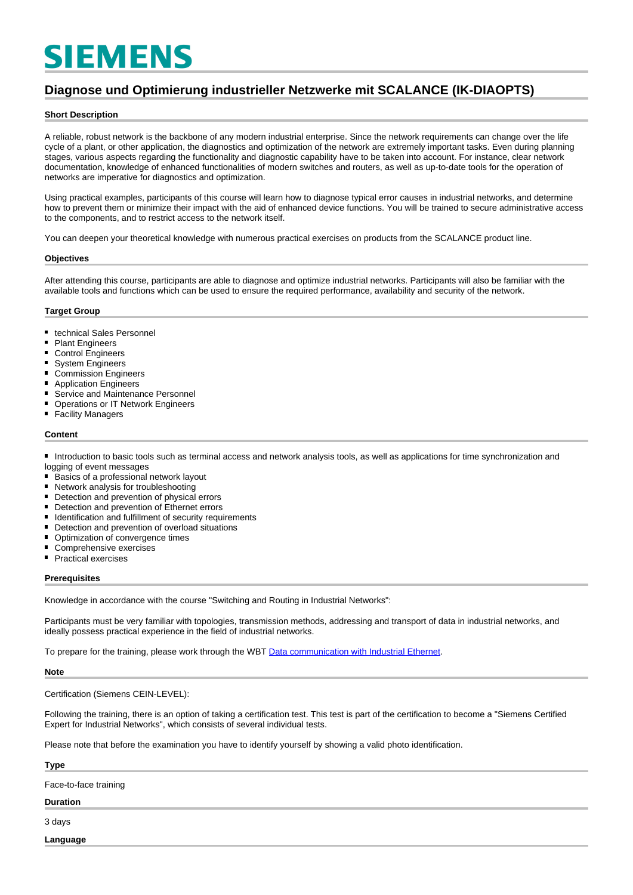# SIEMENS

## Diagnose und Optimierung industrieller Netzwerke mit SCALANCE (IK-DIAOPTS)

### Short Description

A reliable, robust network is the backbone of any modern industrial enterprise. Since the network requirements can change over the life cycle of a plant, or other application, the diagnostics and optimization of the network are extremely important tasks. Even during planning stages, various aspects regarding the functionality and diagnostic capability have to be taken into account. For instance, clear network documentation, knowledge of enhanced functionalities of modern switches and routers, as well as up-to-date tools for the operation of networks are imperative for diagnostics and optimization.

Using practical examples, participants of this course will learn how to diagnose typical error causes in industrial networks, and determine how to prevent them or minimize their impact with the aid of enhanced device functions. You will be trained to secure administrative access to the components, and to restrict access to the network itself.

You can deepen your theoretical knowledge with numerous practical exercises on products from the SCALANCE product line.

### Objectives

After attending this course, participants are able to diagnose and optimize industrial networks. Participants will also be familiar with the available tools and functions which can be used to ensure the required performance, availability and security of the network.

### Target Group

- technical Sales Personnel
- Plant Engineers
- Control Engineers
- System Engineers
- Commission Engineers
- Application Engineers
- Service and Maintenance Personnel
- Operations or IT Network Engineers
- Facility Managers

### Content

- Introduction to basic tools such as terminal access and network analysis tools, as well as applications for time synchronization and logging of event messages
- Basics of a professional network layout
- Network analysis for troubleshooting
- Detection and prevention of physical errors
- Detection and prevention of Ethernet errors
- Identification and fulfillment of security requirements
- Detection and prevention of overload situations
- Optimization of convergence times
- Comprehensive exercises
- Practical exercises

### Prerequisites

Knowledge in accordance with the course "Switching and Routing in Industrial Networks":

Participants must be very familiar with topologies, transmission methods, addressing and transport of data in industrial networks, and ideally possess practical experience in the field of industrial networks.

To prepare for the training, please work through the WBT Data communication with Industrial Ethernet.

### Note

Certification (Siemens CEIN-LEVEL):

Following the training, there is an option of taking a certification test. This test is part of the certification to become a "Siemens Certified Expert for Industrial Networks", which consists of several individual tests.

Please note that before the examination you have to identify yourself by showing a valid photo identification.

### Type

Face-to-face training

### Duration

3 days

### Language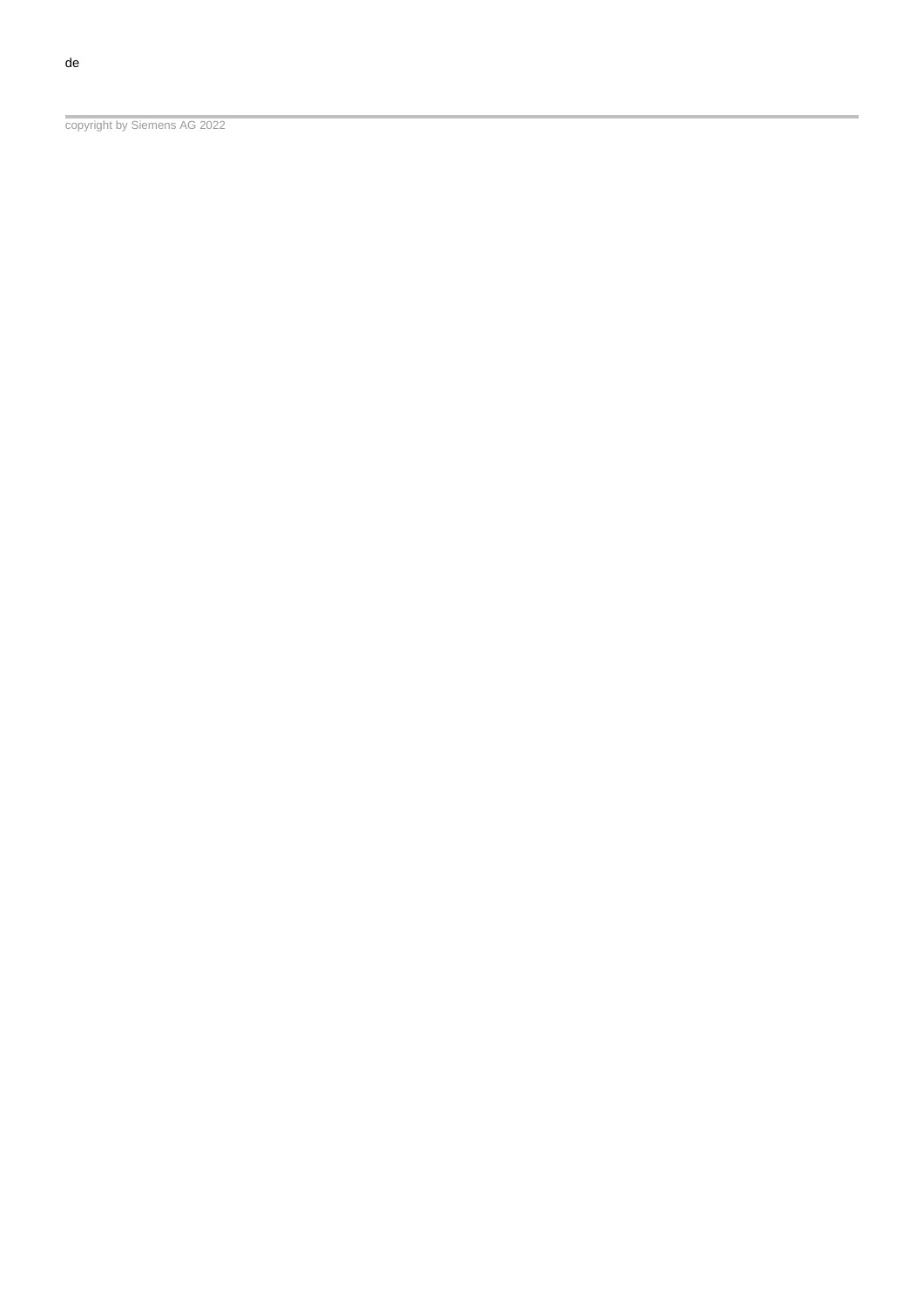de

copyright by Siemens AG 2022